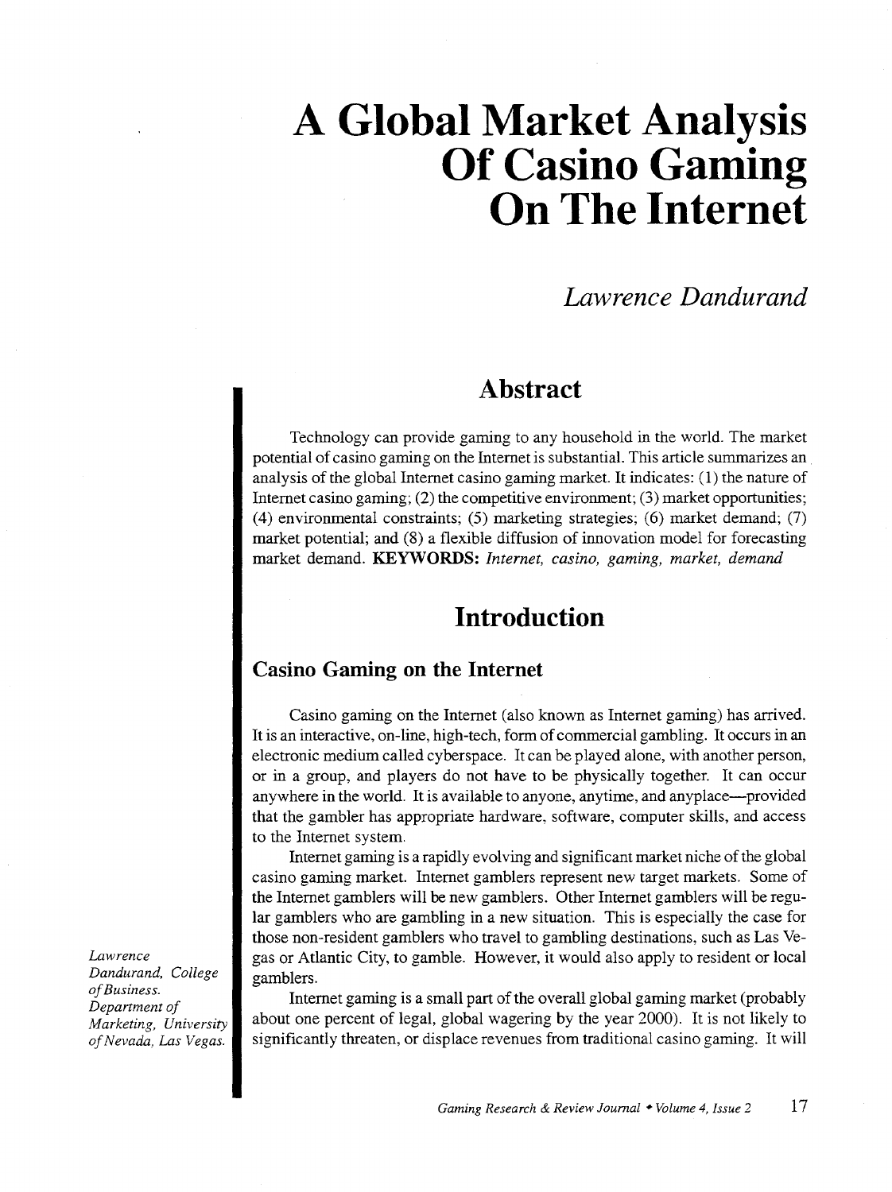# A Global Market Analysis Of Casino Gaming On The Internet

*Lawrence Dandurand*

*Lawrence Dandurand, College of Business. Department of Marketing, University of Nevada, Las Vegas.*

## Abstract

Technology can provide gaming to any household in the world. The market potential of casino gaming on the Internet is substantial. This article summarizes an analysis of the global Internet casino gaming market. It indicates: (1) the nature of Internet casino gaming; (2) the competitive environment; (3) market opportunities; (4) environmental constraints; (5) marketing strategies; (6) market demand; (7) market potential; and (8) a flexible diffusion of innovation model for forecasting market demand. **KEYWORDS:** *Internet, casino, gaming, market, demand*

## Introduction

### Casino Gaming on the Internet

Casino gaming on the Internet (also known as Internet gaming) has arrived. It is an interactive, on-line, high-tech, form of commercial gambling. It occurs in an electronic medium called cyberspace. It can be played alone, with another person, or in a group, and players do not have to be physically together. It can occur anywhere in the world. It is available to anyone, anytime, and anyplace—provided that the gambler has appropriate hardware, software, computer skills, and access to the Internet system.

Internet gaming is a rapidly evolving and significant market niche of the global casino gaming market. Internet gamblers represent new target markets. Some of the Internet gamblers will be new gamblers. Other Internet gamblers will be regular gamblers who are gambling in a new situation. This is especially the case for those non-resident gamblers who travel to gambling destinations, such as Las Vegas or Atlantic City, to gamble. However, it would also apply to resident or local gamblers.

Internet gaming is a small part of the overall global gaming market (probably about one percent of legal, global wagering by the year 2000). It is not likely to significantly threaten, or displace revenues from traditional casino gaming. It will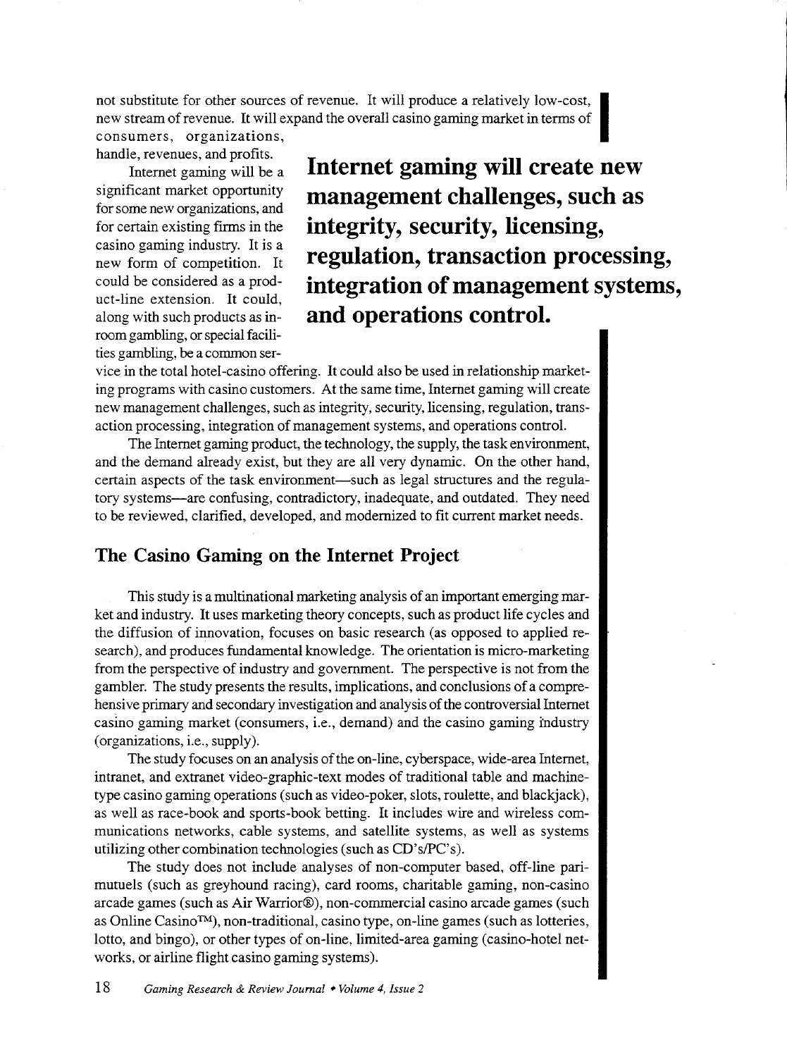not substitute for other sources of revenue. It will produce a relatively low-cost, new stream of revenue. It will expand the overall casino gaming market in terms of consumers, organizations, handle, revenues, and profits.

Internet gaming will be a significant market opportunity for some new organizations, and for certain existing firms in the casino gaming industry. It is a new form of competition. It could be considered as a product-line extension. It could, along with such products as in-room gambling, or special facilities gambling, be a common service in the total hotel-casino offering. It could also be used in relationship marketing programs with casino customers. At the same time, Internet gaming will create new management challenges, such as integrity, security, licensing, regulation, transaction processing, integration of management systems, and operations control.

**Internet gaming will create new management challenges, such as integrity, security, licensing, regulation, transaction processing, integration of management systems, and operations control.**

The Internet gaming product, the technology, the supply, the task environment, and the demand already exist, but they are all very dynamic. On the other hand, certain aspects of the task environment—such as legal structures and the regulatory systems—are confusing, contradictory, inadequate, and outdated. They need to be reviewed, clarified, developed, and modernized to fit current market needs.

## The Casino Gaming on the Internet Project

This study is a multinational marketing analysis of an important emerging market and industry. It uses marketing theory concepts, such as product life cycles and the diffusion of innovation, focuses on basic research (as opposed to applied research), and produces fundamental knowledge. The orientation is micro-marketing from the perspective of industry and government. The perspective is not from the gambler. The study presents the results, implications, and conclusions of a comprehensive primary and secondary investigation and analysis of the controversial Internet casino gaming market (consumers, i.e., demand) and the casino gaming industry (organizations, i.e., supply).

The study focuses on an analysis of the on-line, cyberspace, wide-area Internet, intranet, and extranet video-graphic-text modes of traditional table and machine-type casino gaming operations (such as video-poker, slots, roulette, and blackjack), as well as race-book and sports-book betting. It includes wire and wireless communications networks, cable systems, and satellite systems, as well as systems utilizing other combination technologies (such as CD's/PC's).

The study does not include analyses of non-computer based, off-line pari-mutuels (such as greyhound racing), card rooms, charitable gaming, non-casino arcade games (such as Air Warrior®), non-commercial casino arcade games (such as Online Casino™), non-traditional, casino type, on-line games (such as lotteries, lotto, and bingo), or other types of on-line, limited-area gaming (casino-hotel networks, or airline flight casino gaming systems).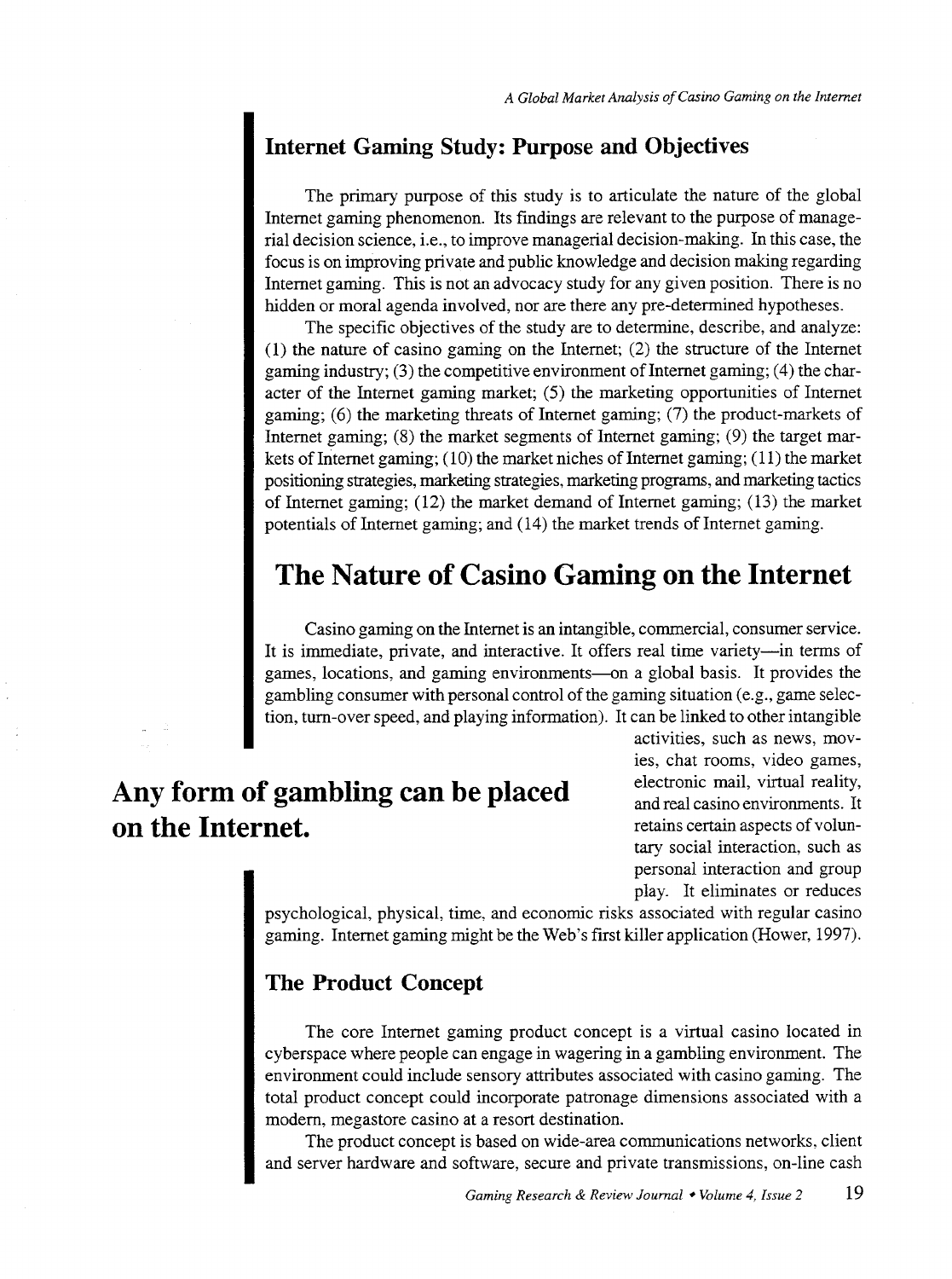## Internet Gaming Study: Purpose and Objectives

The primary purpose of this study is to articulate the nature of the global Internet gaming phenomenon. Its findings are relevant to the purpose of managerial decision science, i.e., to improve managerial decision-making. In this case, the focus is on improving private and public knowledge and decision making regarding Internet gaming. This is not an advocacy study for any given position. There is no hidden or moral agenda involved, nor are there any pre-determined hypotheses.

The specific objectives of the study are to determine, describe, and analyze: (1) the nature of casino gaming on the Internet; (2) the structure of the Internet gaming industry; (3) the competitive environment of Internet gaming; (4) the character of the Internet gaming market; (5) the marketing opportunities of Internet gaming; (6) the marketing threats of Internet gaming; (7) the product-markets of Internet gaming; (8) the market segments of Internet gaming; (9) the target markets of Internet gaming; (10) the market niches of Internet gaming; (11) the market positioning strategies, marketing strategies, marketing programs, and marketing tactics of Internet gaming; (12) the market demand of Internet gaming; (13) the market potentials of Internet gaming; and (14) the market trends of Internet gaming.

# The Nature of Casino Gaming on the Internet

Casino gaming on the Internet is an intangible, commercial, consumer service. It is immediate, private, and interactive. It offers real time variety—in terms of games, locations, and gaming environments—on a global basis. It provides the gambling consumer with personal control of the gaming situation (e.g., game selection, turn-over speed, and playing information). It can be linked to other intangible activities, such as news, movies, chat rooms, video games, electronic mail, virtual reality, and real casino environments. It retains certain aspects of voluntary social interaction, such as personal interaction and group play. It eliminates or reduces psychological, physical, time, and economic risks associated with regular casino gaming. Internet gaming might be the Web's first killer application (Hower, 1997).

**Any form of gambling can be placed on the Internet.**

## The Product Concept

The core Internet gaming product concept is a virtual casino located in cyberspace where people can engage in wagering in a gambling environment. The environment could include sensory attributes associated with casino gaming. The total product concept could incorporate patronage dimensions associated with a modern, megastore casino at a resort destination.

The product concept is based on wide-area communications networks, client and server hardware and software, secure and private transmissions, on-line cash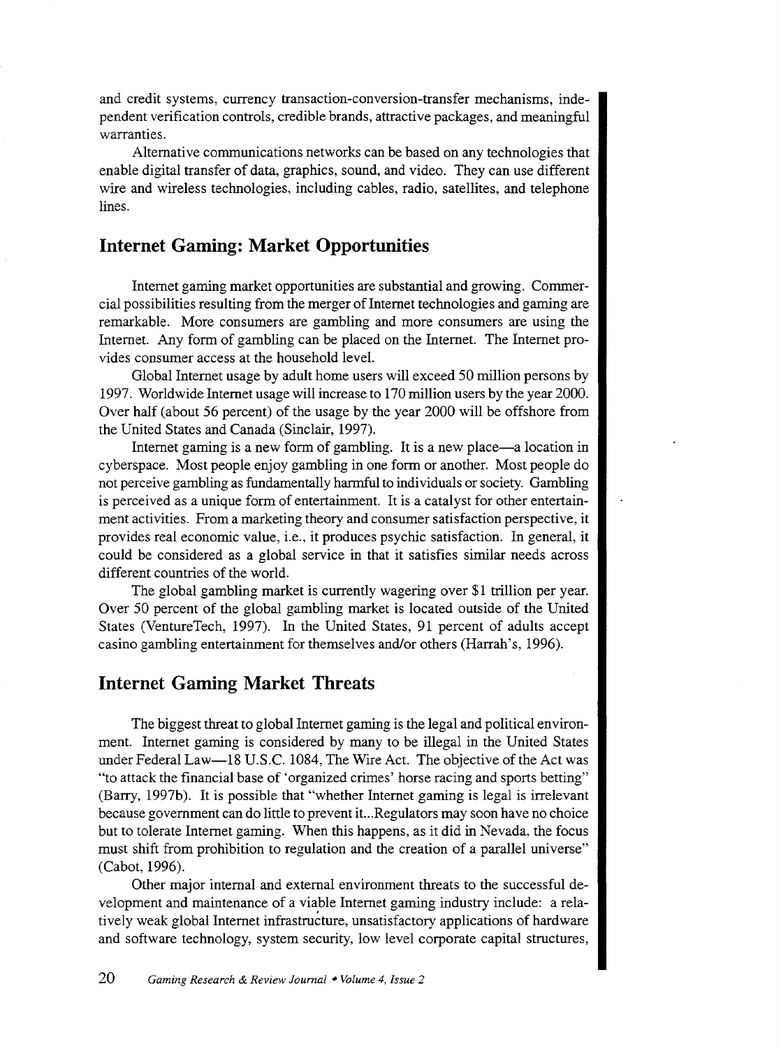and credit systems, currency transaction-conversion-transfer mechanisms, independent verification controls, credible brands, attractive packages, and meaningful warranties.

Alternative communications networks can be based on any technologies that enable digital transfer of data, graphics, sound, and video. They can use different wire and wireless technologies, including cables, radio, satellites, and telephone lines.

## Internet Gaming: Market Opportunities

Internet gaming market opportunities are substantial and growing. Commercial possibilities resulting from the merger of Internet technologies and gaming are remarkable. More consumers are gambling and more consumers are using the Internet. Any form of gambling can be placed on the Internet. The Internet provides consumer access at the household level.

Global Internet usage by adult home users will exceed 50 million persons by 1997. Worldwide Internet usage will increase to 170 million users by the year 2000. Over half (about 56 percent) of the usage by the year 2000 will be offshore from the United States and Canada (Sinclair, 1997).

Internet gaming is a new form of gambling. It is a new place—a location in cyberspace. Most people enjoy gambling in one form or another. Most people do not perceive gambling as fundamentally harmful to individuals or society. Gambling is perceived as a unique form of entertainment. It is a catalyst for other entertainment activities. From a marketing theory and consumer satisfaction perspective, it provides real economic value, i.e., it produces psychic satisfaction. In general, it could be considered as a global service in that it satisfies similar needs across different countries of the world.

The global gambling market is currently wagering over $1 trillion per year. Over 50 percent of the global gambling market is located outside of the United States (VentureTech, 1997). In the United States, 91 percent of adults accept casino gambling entertainment for themselves and/or others (Harrah's, 1996).

## Internet Gaming Market Threats

The biggest threat to global Internet gaming is the legal and political environment. Internet gaming is considered by many to be illegal in the United States under Federal Law—18 U.S.C. 1084, The Wire Act. The objective of the Act was "to attack the financial base of 'organized crimes' horse racing and sports betting" (Barry, 1997b). It is possible that "whether Internet gaming is legal is irrelevant because government can do little to prevent it...Regulators may soon have no choice but to tolerate Internet gaming. When this happens, as it did in Nevada, the focus must shift from prohibition to regulation and the creation of a parallel universe" (Cabot, 1996).

Other major internal and external environment threats to the successful development and maintenance of a viable Internet gaming industry include: a relatively weak global Internet infrastructure, unsatisfactory applications of hardware and software technology, system security, low level corporate capital structures,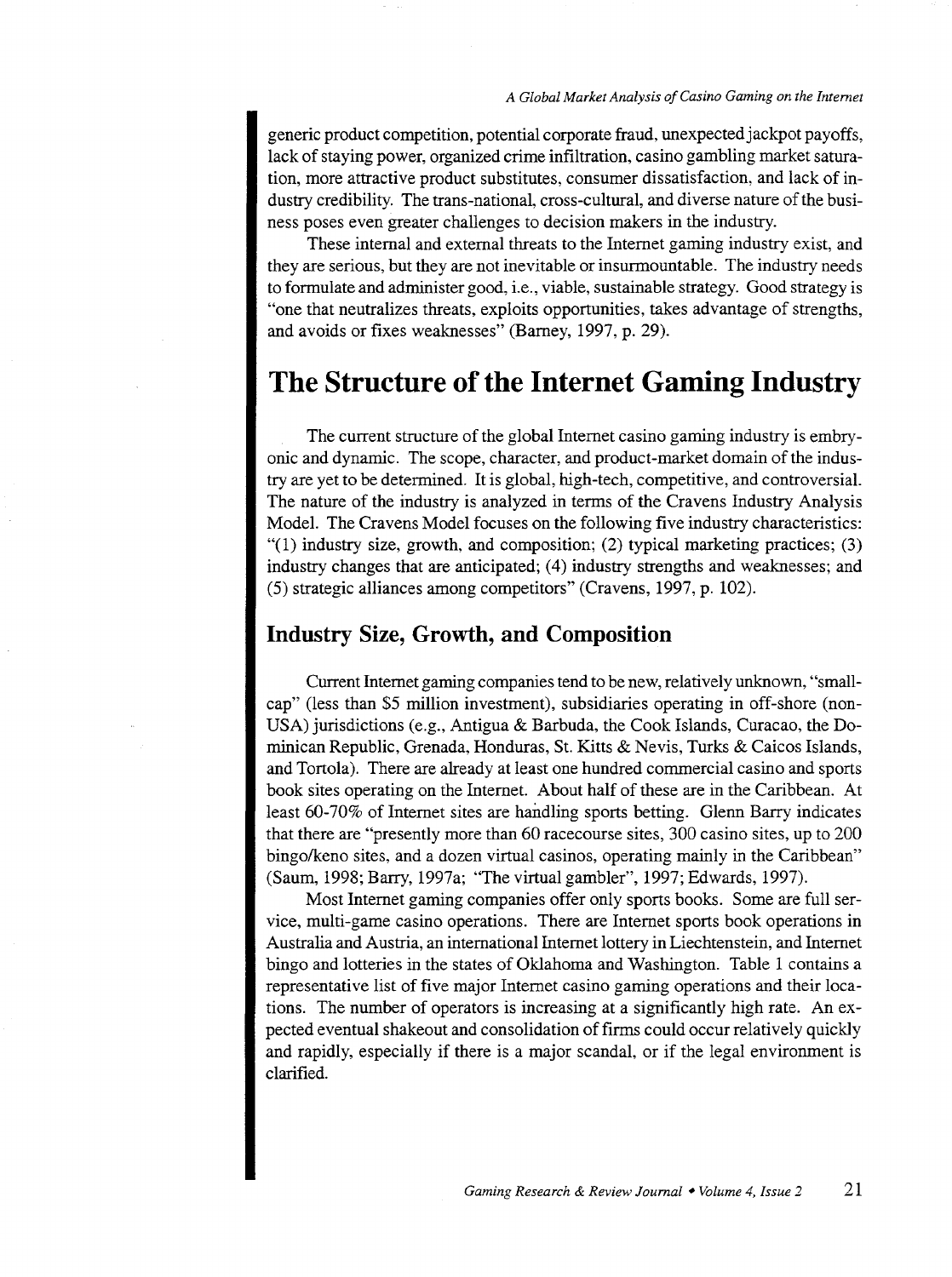generic product competition, potential corporate fraud, unexpected jackpot payoffs, lack of staying power, organized crime infiltration, casino gambling market saturation, more attractive product substitutes, consumer dissatisfaction, and lack of industry credibility. The trans-national, cross-cultural, and diverse nature of the business poses even greater challenges to decision makers in the industry.

These internal and external threats to the Internet gaming industry exist, and they are serious, but they are not inevitable or insurmountable. The industry needs to formulate and administer good, i.e., viable, sustainable strategy. Good strategy is "one that neutralizes threats, exploits opportunities, takes advantage of strengths, and avoids or fixes weaknesses" (Barney, 1997, p. 29).

# The Structure of the Internet Gaming Industry

The current structure of the global Internet casino gaming industry is embryonic and dynamic. The scope, character, and product-market domain of the industry are yet to be determined. It is global, high-tech, competitive, and controversial. The nature of the industry is analyzed in terms of the Cravens Industry Analysis Model. The Cravens Model focuses on the following five industry characteristics: "(1) industry size, growth, and composition; (2) typical marketing practices; (3) industry changes that are anticipated; (4) industry strengths and weaknesses; and (5) strategic alliances among competitors" (Cravens, 1997, p. 102).

## Industry Size, Growth, and Composition

Current Internet gaming companies tend to be new, relatively unknown, "small-cap" (less than $5 million investment), subsidiaries operating in off-shore (non-USA) jurisdictions (e.g., Antigua & Barbuda, the Cook Islands, Curacao, the Dominican Republic, Grenada, Honduras, St. Kitts & Nevis, Turks & Caicos Islands, and Tortola). There are already at least one hundred commercial casino and sports book sites operating on the Internet. About half of these are in the Caribbean. At least 60-70% of Internet sites are handling sports betting. Glenn Barry indicates that there are "presently more than 60 racecourse sites, 300 casino sites, up to 200 bingo/keno sites, and a dozen virtual casinos, operating mainly in the Caribbean" (Saum, 1998; Barry, 1997a; "The virtual gambler", 1997; Edwards, 1997).

Most Internet gaming companies offer only sports books. Some are full service, multi-game casino operations. There are Internet sports book operations in Australia and Austria, an international Internet lottery in Liechtenstein, and Internet bingo and lotteries in the states of Oklahoma and Washington. Table 1 contains a representative list of five major Internet casino gaming operations and their locations. The number of operators is increasing at a significantly high rate. An expected eventual shakeout and consolidation of firms could occur relatively quickly and rapidly, especially if there is a major scandal, or if the legal environment is clarified.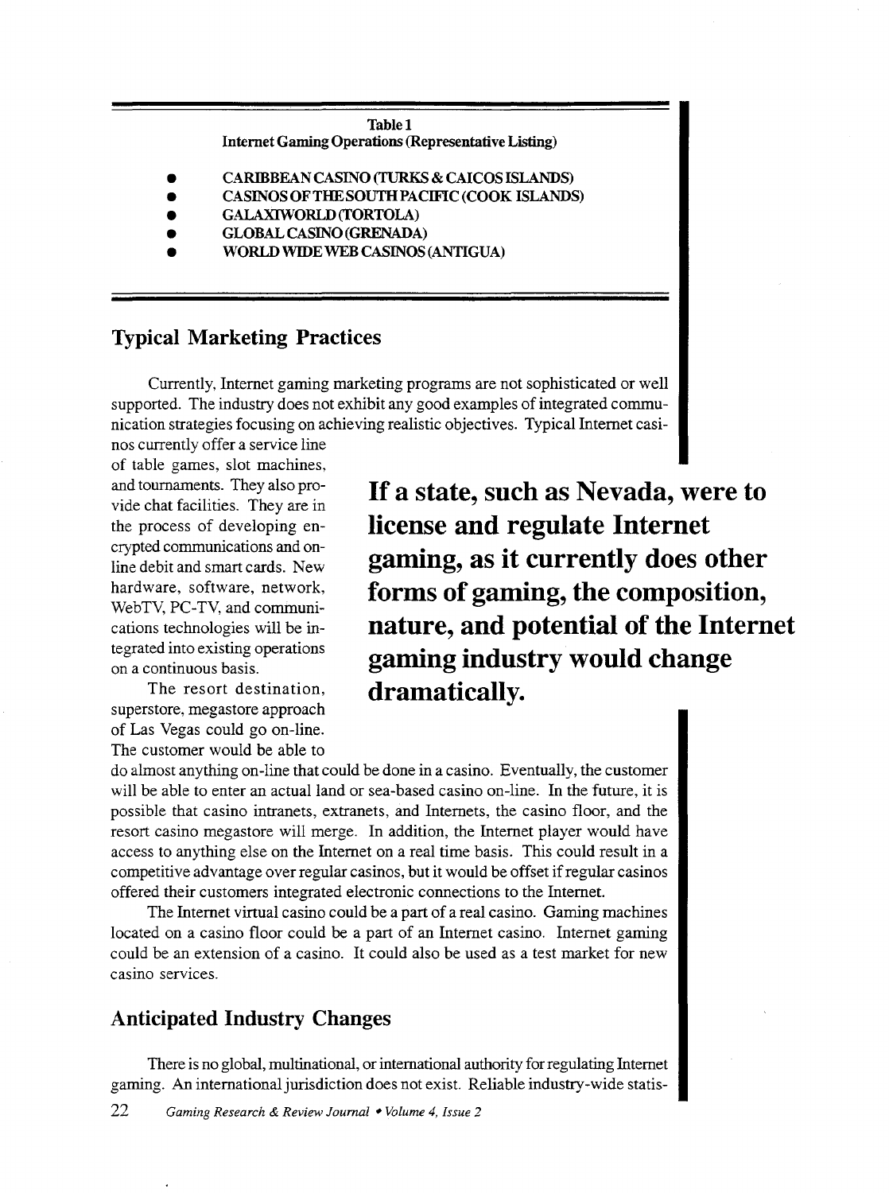**Table 1**
**Internet Gaming Operations (Representative Listing)**

- CARIBBEAN CASINO (TURKS & CAICOS ISLANDS)
- CASINOS OF THE SOUTH PACIFIC (COOK ISLANDS)
- GALAXIWORLD (TORTOLA)
- GLOBAL CASINO (GRENADA)
- WORLD WIDE WEB CASINOS (ANTIGUA)

## Typical Marketing Practices

Currently, Internet gaming marketing programs are not sophisticated or well supported. The industry does not exhibit any good examples of integrated communication strategies focusing on achieving realistic objectives. Typical Internet casinos currently offer a service line of table games, slot machines, and tournaments. They also provide chat facilities. They are in the process of developing encrypted communications and on-line debit and smart cards. New hardware, software, network, WebTV, PC-TV, and communications technologies will be integrated into existing operations on a continuous basis.

**If a state, such as Nevada, were to license and regulate Internet gaming, as it currently does other forms of gaming, the composition, nature, and potential of the Internet gaming industry would change dramatically.**

The resort destination, superstore, megastore approach of Las Vegas could go on-line. The customer would be able to do almost anything on-line that could be done in a casino. Eventually, the customer will be able to enter an actual land or sea-based casino on-line. In the future, it is possible that casino intranets, extranets, and Internets, the casino floor, and the resort casino megastore will merge. In addition, the Internet player would have access to anything else on the Internet on a real time basis. This could result in a competitive advantage over regular casinos, but it would be offset if regular casinos offered their customers integrated electronic connections to the Internet.

The Internet virtual casino could be a part of a real casino. Gaming machines located on a casino floor could be a part of an Internet casino. Internet gaming could be an extension of a casino. It could also be used as a test market for new casino services.

## Anticipated Industry Changes

There is no global, multinational, or international authority for regulating Internet gaming. An international jurisdiction does not exist. Reliable industry-wide statis-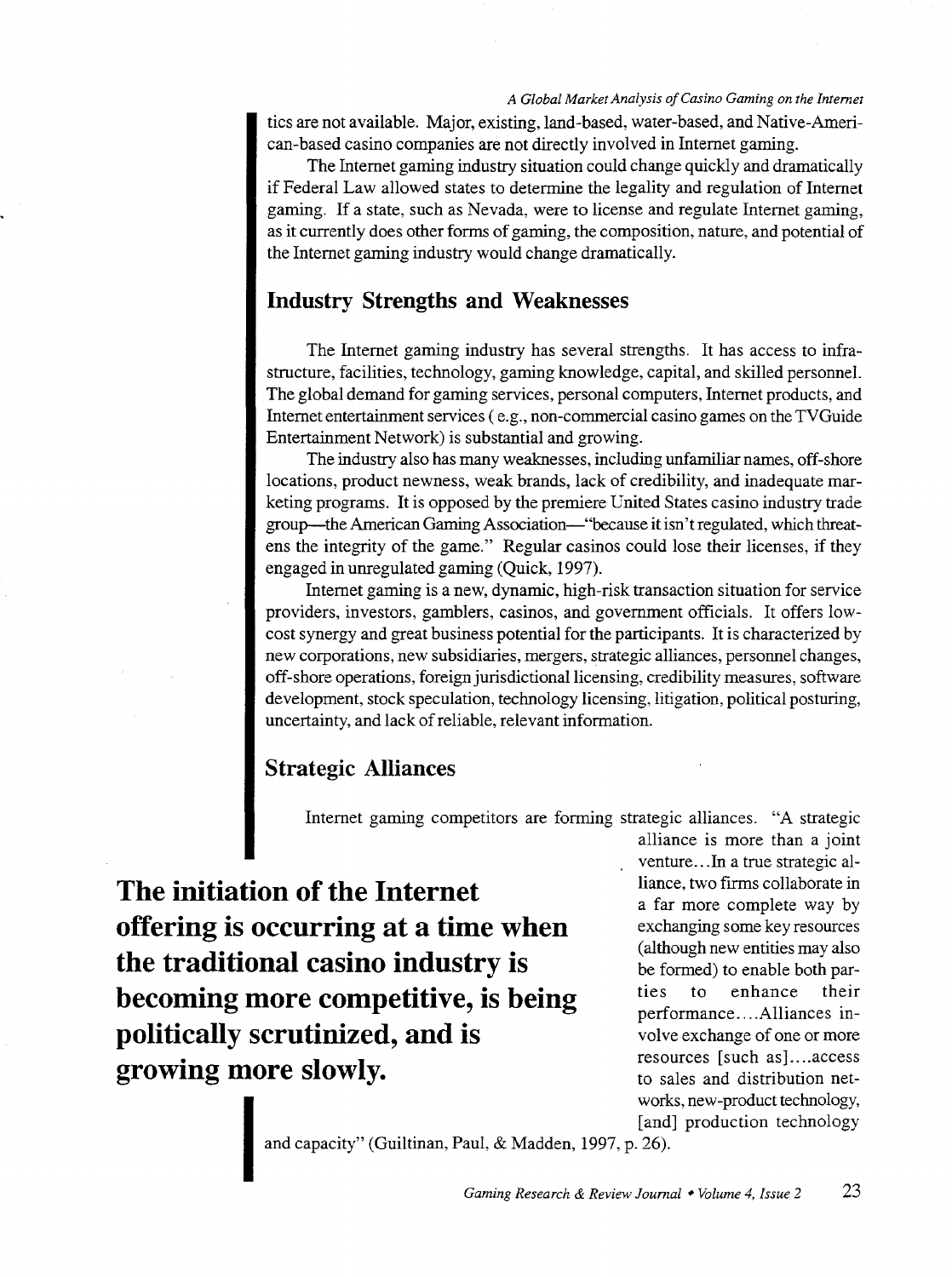tics are not available. Major, existing, land-based, water-based, and Native-American-based casino companies are not directly involved in Internet gaming.

The Internet gaming industry situation could change quickly and dramatically if Federal Law allowed states to determine the legality and regulation of Internet gaming. If a state, such as Nevada, were to license and regulate Internet gaming, as it currently does other forms of gaming, the composition, nature, and potential of the Internet gaming industry would change dramatically.

## Industry Strengths and Weaknesses

The Internet gaming industry has several strengths. It has access to infrastructure, facilities, technology, gaming knowledge, capital, and skilled personnel. The global demand for gaming services, personal computers, Internet products, and Internet entertainment services ( e.g., non-commercial casino games on the TVGuide Entertainment Network) is substantial and growing.

The industry also has many weaknesses, including unfamiliar names, off-shore locations, product newness, weak brands, lack of credibility, and inadequate marketing programs. It is opposed by the premiere United States casino industry trade group—the American Gaming Association—"because it isn't regulated, which threatens the integrity of the game." Regular casinos could lose their licenses, if they engaged in unregulated gaming (Quick, 1997).

Internet gaming is a new, dynamic, high-risk transaction situation for service providers, investors, gamblers, casinos, and government officials. It offers low-cost synergy and great business potential for the participants. It is characterized by new corporations, new subsidiaries, mergers, strategic alliances, personnel changes, off-shore operations, foreign jurisdictional licensing, credibility measures, software development, stock speculation, technology licensing, litigation, political posturing, uncertainty, and lack of reliable, relevant information.

## Strategic Alliances

Internet gaming competitors are forming strategic alliances. "A strategic alliance is more than a joint venture...In a true strategic alliance, two firms collaborate in a far more complete way by exchanging some key resources (although new entities may also be formed) to enable both parties to enhance their performance....Alliances involve exchange of one or more resources [such as]....access to sales and distribution networks, new-product technology, [and] production technology and capacity" (Guiltinan, Paul, & Madden, 1997, p. 26).

**The initiation of the Internet offering is occurring at a time when the traditional casino industry is becoming more competitive, is being politically scrutinized, and is growing more slowly.**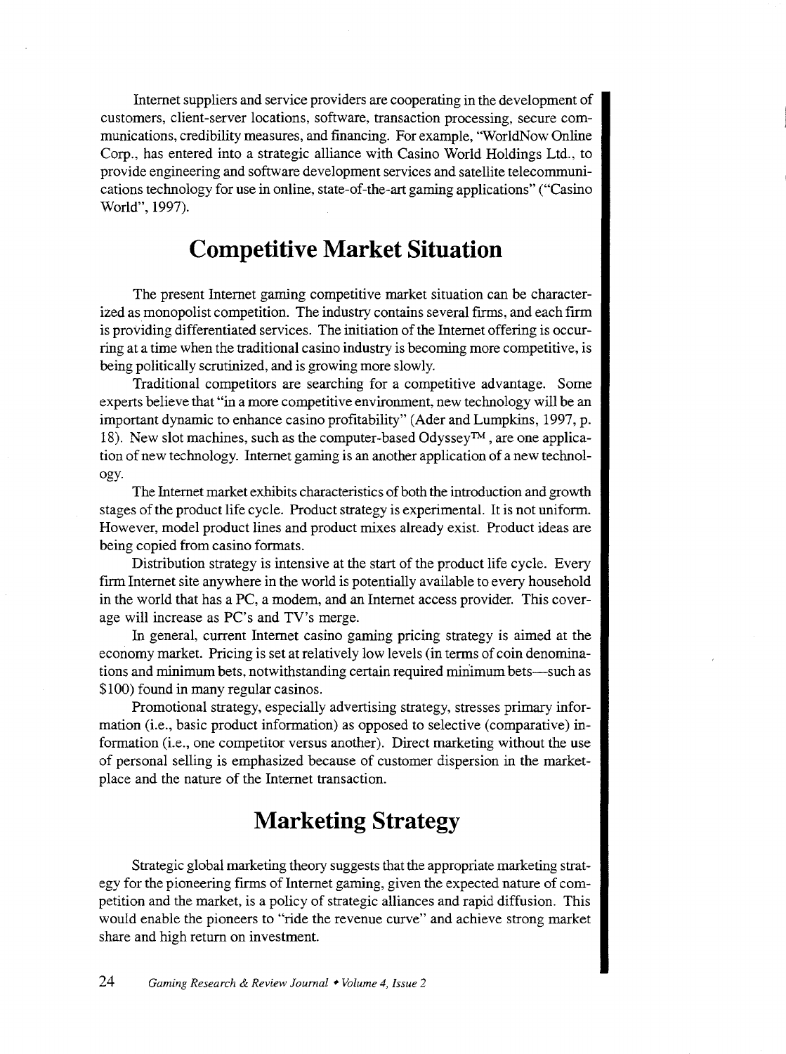Internet suppliers and service providers are cooperating in the development of customers, client-server locations, software, transaction processing, secure communications, credibility measures, and financing. For example, "WorldNow Online Corp., has entered into a strategic alliance with Casino World Holdings Ltd., to provide engineering and software development services and satellite telecommunications technology for use in online, state-of-the-art gaming applications" ("Casino World", 1997).

## Competitive Market Situation

The present Internet gaming competitive market situation can be characterized as monopolist competition. The industry contains several firms, and each firm is providing differentiated services. The initiation of the Internet offering is occurring at a time when the traditional casino industry is becoming more competitive, is being politically scrutinized, and is growing more slowly.

Traditional competitors are searching for a competitive advantage. Some experts believe that "in a more competitive environment, new technology will be an important dynamic to enhance casino profitability" (Ader and Lumpkins, 1997, p. 18). New slot machines, such as the computer-based Odyssey™, are one application of new technology. Internet gaming is an another application of a new technology.

The Internet market exhibits characteristics of both the introduction and growth stages of the product life cycle. Product strategy is experimental. It is not uniform. However, model product lines and product mixes already exist. Product ideas are being copied from casino formats.

Distribution strategy is intensive at the start of the product life cycle. Every firm Internet site anywhere in the world is potentially available to every household in the world that has a PC, a modem, and an Internet access provider. This coverage will increase as PC's and TV's merge.

In general, current Internet casino gaming pricing strategy is aimed at the economy market. Pricing is set at relatively low levels (in terms of coin denominations and minimum bets, notwithstanding certain required minimum bets—such as $100) found in many regular casinos.

Promotional strategy, especially advertising strategy, stresses primary information (i.e., basic product information) as opposed to selective (comparative) information (i.e., one competitor versus another). Direct marketing without the use of personal selling is emphasized because of customer dispersion in the marketplace and the nature of the Internet transaction.

## Marketing Strategy

Strategic global marketing theory suggests that the appropriate marketing strategy for the pioneering firms of Internet gaming, given the expected nature of competition and the market, is a policy of strategic alliances and rapid diffusion. This would enable the pioneers to "ride the revenue curve" and achieve strong market share and high return on investment.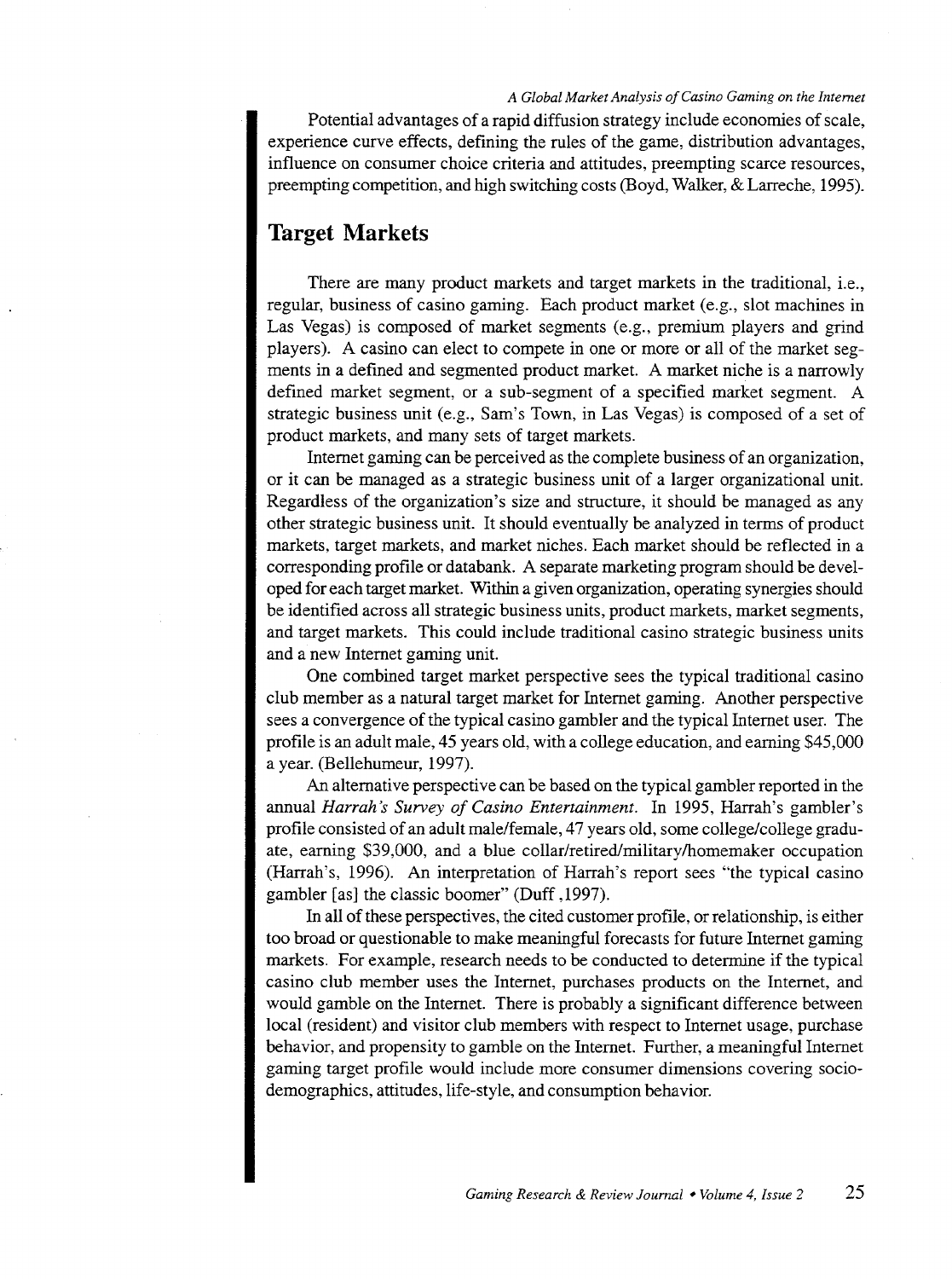Potential advantages of a rapid diffusion strategy include economies of scale, experience curve effects, defining the rules of the game, distribution advantages, influence on consumer choice criteria and attitudes, preempting scarce resources, preempting competition, and high switching costs (Boyd, Walker, & Larreche, 1995).

## Target Markets

There are many product markets and target markets in the traditional, i.e., regular, business of casino gaming. Each product market (e.g., slot machines in Las Vegas) is composed of market segments (e.g., premium players and grind players). A casino can elect to compete in one or more or all of the market segments in a defined and segmented product market. A market niche is a narrowly defined market segment, or a sub-segment of a specified market segment. A strategic business unit (e.g., Sam's Town, in Las Vegas) is composed of a set of product markets, and many sets of target markets.

Internet gaming can be perceived as the complete business of an organization, or it can be managed as a strategic business unit of a larger organizational unit. Regardless of the organization's size and structure, it should be managed as any other strategic business unit. It should eventually be analyzed in terms of product markets, target markets, and market niches. Each market should be reflected in a corresponding profile or databank. A separate marketing program should be developed for each target market. Within a given organization, operating synergies should be identified across all strategic business units, product markets, market segments, and target markets. This could include traditional casino strategic business units and a new Internet gaming unit.

One combined target market perspective sees the typical traditional casino club member as a natural target market for Internet gaming. Another perspective sees a convergence of the typical casino gambler and the typical Internet user. The profile is an adult male, 45 years old, with a college education, and earning $45,000 a year. (Bellehumeur, 1997).

An alternative perspective can be based on the typical gambler reported in the annual *Harrah's Survey of Casino Entertainment*. In 1995, Harrah's gambler's profile consisted of an adult male/female, 47 years old, some college/college graduate, earning $39,000, and a blue collar/retired/military/homemaker occupation (Harrah's, 1996). An interpretation of Harrah's report sees "the typical casino gambler [as] the classic boomer" (Duff ,1997).

In all of these perspectives, the cited customer profile, or relationship, is either too broad or questionable to make meaningful forecasts for future Internet gaming markets. For example, research needs to be conducted to determine if the typical casino club member uses the Internet, purchases products on the Internet, and would gamble on the Internet. There is probably a significant difference between local (resident) and visitor club members with respect to Internet usage, purchase behavior, and propensity to gamble on the Internet. Further, a meaningful Internet gaming target profile would include more consumer dimensions covering socio-demographics, attitudes, life-style, and consumption behavior.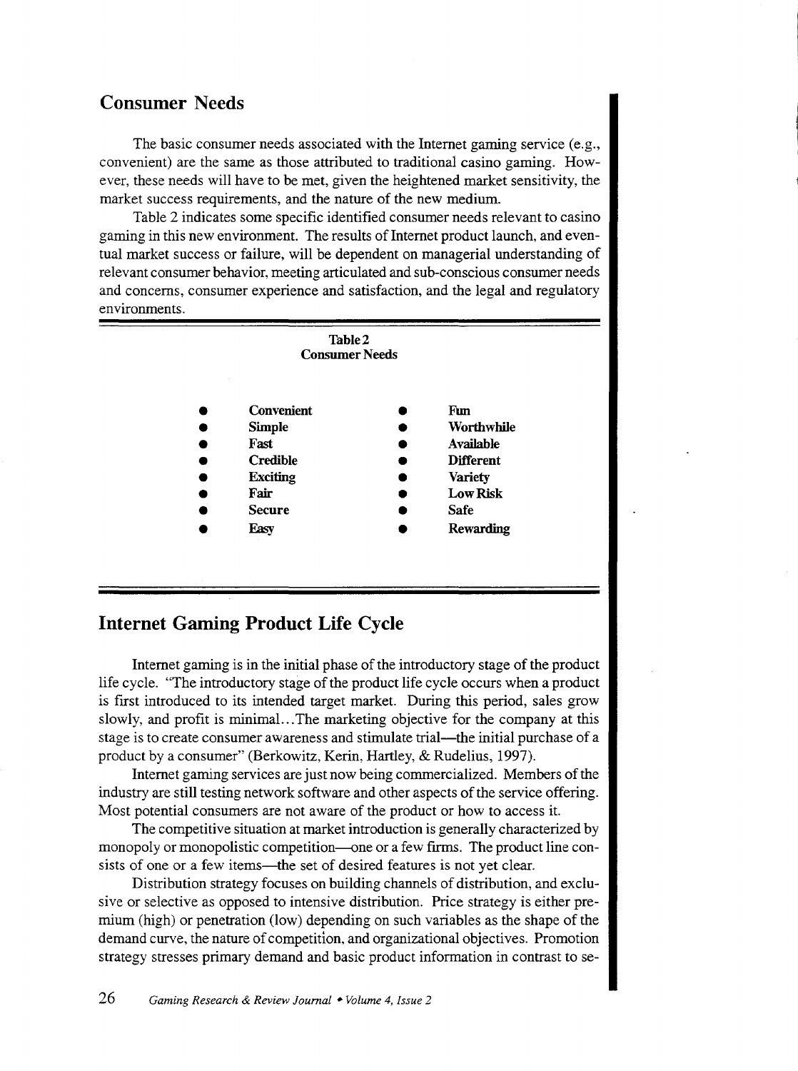## Consumer Needs

The basic consumer needs associated with the Internet gaming service (e.g., convenient) are the same as those attributed to traditional casino gaming. However, these needs will have to be met, given the heightened market sensitivity, the market success requirements, and the nature of the new medium.

Table 2 indicates some specific identified consumer needs relevant to casino gaming in this new environment. The results of Internet product launch, and eventual market success or failure, will be dependent on managerial understanding of relevant consumer behavior, meeting articulated and sub-conscious consumer needs and concerns, consumer experience and satisfaction, and the legal and regulatory environments.

**Table 2**
**Consumer Needs**

| | |
|---|---|
| • **Convenient** | • **Fun** |
| • **Simple** | • **Worthwhile** |
| • **Fast** | • **Available** |
| • **Credible** | • **Different** |
| • **Exciting** | • **Variety** |
| • **Fair** | • **Low Risk** |
| • **Secure** | • **Safe** |
| • **Easy** | • **Rewarding** |

## Internet Gaming Product Life Cycle

Internet gaming is in the initial phase of the introductory stage of the product life cycle. "The introductory stage of the product life cycle occurs when a product is first introduced to its intended target market. During this period, sales grow slowly, and profit is minimal...The marketing objective for the company at this stage is to create consumer awareness and stimulate trial—the initial purchase of a product by a consumer" (Berkowitz, Kerin, Hartley, & Rudelius, 1997).

Internet gaming services are just now being commercialized. Members of the industry are still testing network software and other aspects of the service offering. Most potential consumers are not aware of the product or how to access it.

The competitive situation at market introduction is generally characterized by monopoly or monopolistic competition—one or a few firms. The product line consists of one or a few items—the set of desired features is not yet clear.

Distribution strategy focuses on building channels of distribution, and exclusive or selective as opposed to intensive distribution. Price strategy is either premium (high) or penetration (low) depending on such variables as the shape of the demand curve, the nature of competition, and organizational objectives. Promotion strategy stresses primary demand and basic product information in contrast to se-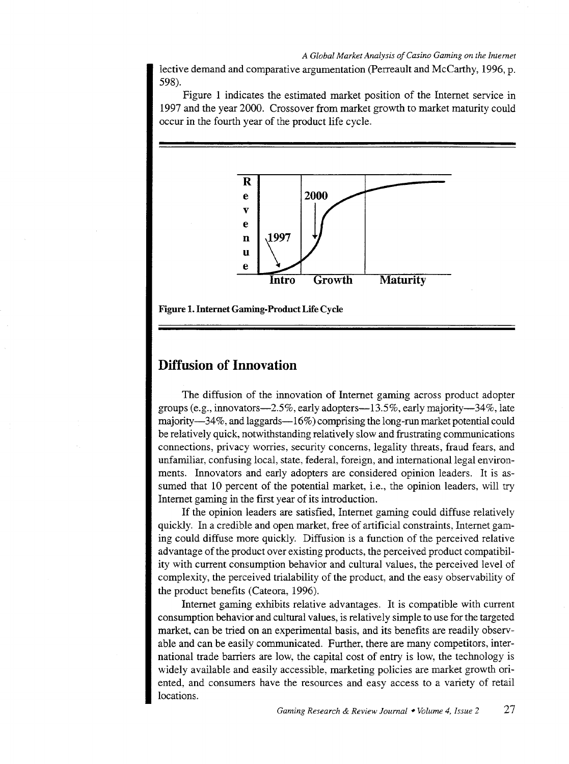lective demand and comparative argumentation (Perreault and McCarthy, 1996, p. 598).

Figure 1 indicates the estimated market position of the Internet service in 1997 and the year 2000. Crossover from market growth to market maturity could occur in the fourth year of the product life cycle.

Revenue

2000

1997

Intro

Growth

Maturity

**Figure 1. Internet Gaming-Product Life Cycle**

## Diffusion of Innovation

The diffusion of the innovation of Internet gaming across product adopter groups (e.g., innovators—2.5%, early adopters—13.5%, early majority—34%, late majority—34%, and laggards—16%) comprising the long-run market potential could be relatively quick, notwithstanding relatively slow and frustrating communications connections, privacy worries, security concerns, legality threats, fraud fears, and unfamiliar, confusing local, state, federal, foreign, and international legal environments. Innovators and early adopters are considered opinion leaders. It is assumed that 10 percent of the potential market, i.e., the opinion leaders, will try Internet gaming in the first year of its introduction.

If the opinion leaders are satisfied, Internet gaming could diffuse relatively quickly. In a credible and open market, free of artificial constraints, Internet gaming could diffuse more quickly. Diffusion is a function of the perceived relative advantage of the product over existing products, the perceived product compatibility with current consumption behavior and cultural values, the perceived level of complexity, the perceived trialability of the product, and the easy observability of the product benefits (Cateora, 1996).

Internet gaming exhibits relative advantages. It is compatible with current consumption behavior and cultural values, is relatively simple to use for the targeted market, can be tried on an experimental basis, and its benefits are readily observable and can be easily communicated. Further, there are many competitors, international trade barriers are low, the capital cost of entry is low, the technology is widely available and easily accessible, marketing policies are market growth oriented, and consumers have the resources and easy access to a variety of retail locations.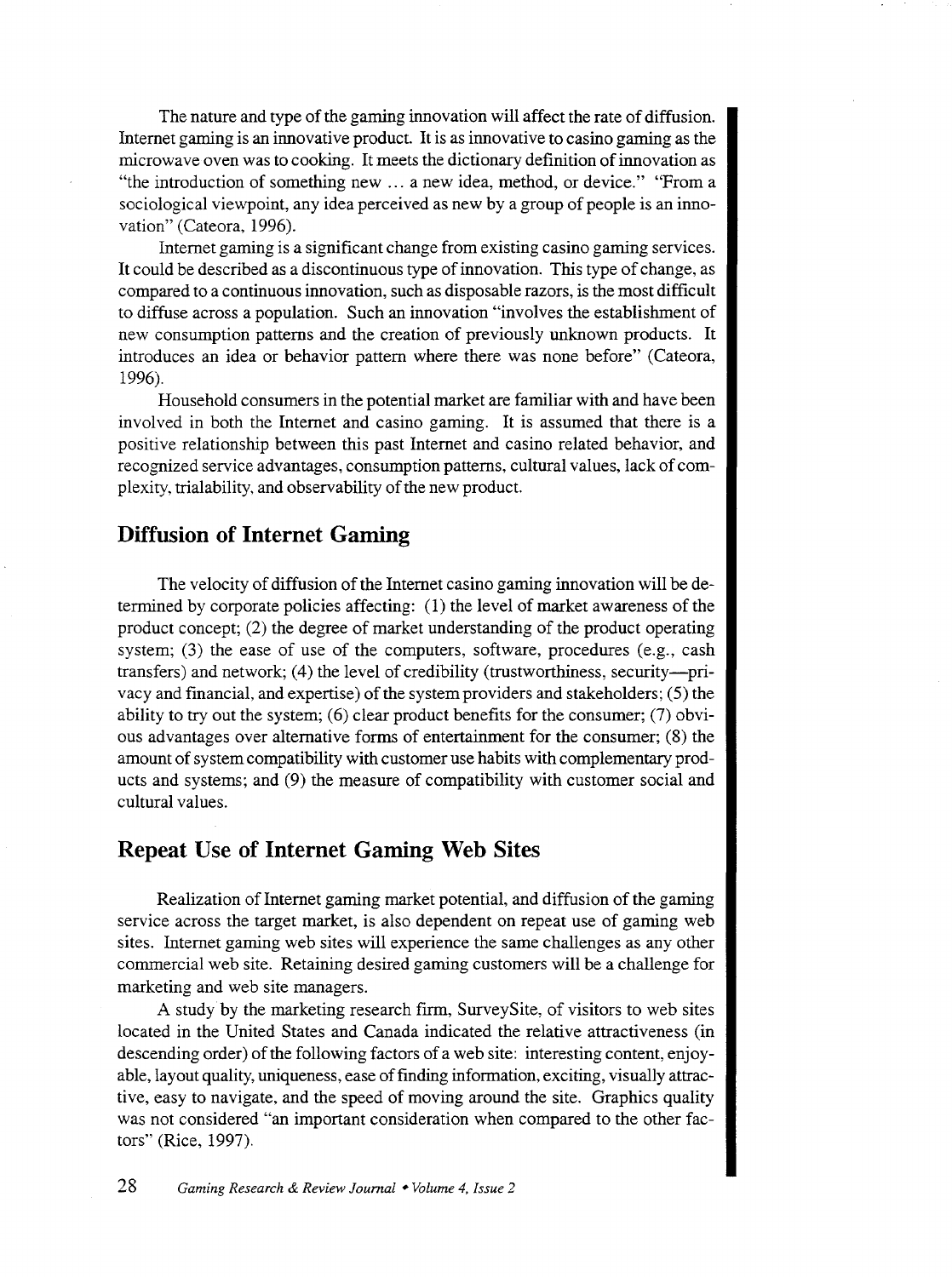The nature and type of the gaming innovation will affect the rate of diffusion. Internet gaming is an innovative product. It is as innovative to casino gaming as the microwave oven was to cooking. It meets the dictionary definition of innovation as "the introduction of something new ... a new idea, method, or device." "From a sociological viewpoint, any idea perceived as new by a group of people is an innovation" (Cateora, 1996).

Internet gaming is a significant change from existing casino gaming services. It could be described as a discontinuous type of innovation. This type of change, as compared to a continuous innovation, such as disposable razors, is the most difficult to diffuse across a population. Such an innovation "involves the establishment of new consumption patterns and the creation of previously unknown products. It introduces an idea or behavior pattern where there was none before" (Cateora, 1996).

Household consumers in the potential market are familiar with and have been involved in both the Internet and casino gaming. It is assumed that there is a positive relationship between this past Internet and casino related behavior, and recognized service advantages, consumption patterns, cultural values, lack of complexity, trialability, and observability of the new product.

## Diffusion of Internet Gaming

The velocity of diffusion of the Internet casino gaming innovation will be determined by corporate policies affecting: (1) the level of market awareness of the product concept; (2) the degree of market understanding of the product operating system; (3) the ease of use of the computers, software, procedures (e.g., cash transfers) and network; (4) the level of credibility (trustworthiness, security—privacy and financial, and expertise) of the system providers and stakeholders; (5) the ability to try out the system; (6) clear product benefits for the consumer; (7) obvious advantages over alternative forms of entertainment for the consumer; (8) the amount of system compatibility with customer use habits with complementary products and systems; and (9) the measure of compatibility with customer social and cultural values.

## Repeat Use of Internet Gaming Web Sites

Realization of Internet gaming market potential, and diffusion of the gaming service across the target market, is also dependent on repeat use of gaming web sites. Internet gaming web sites will experience the same challenges as any other commercial web site. Retaining desired gaming customers will be a challenge for marketing and web site managers.

A study by the marketing research firm, SurveySite, of visitors to web sites located in the United States and Canada indicated the relative attractiveness (in descending order) of the following factors of a web site: interesting content, enjoyable, layout quality, uniqueness, ease of finding information, exciting, visually attractive, easy to navigate, and the speed of moving around the site. Graphics quality was not considered "an important consideration when compared to the other factors" (Rice, 1997).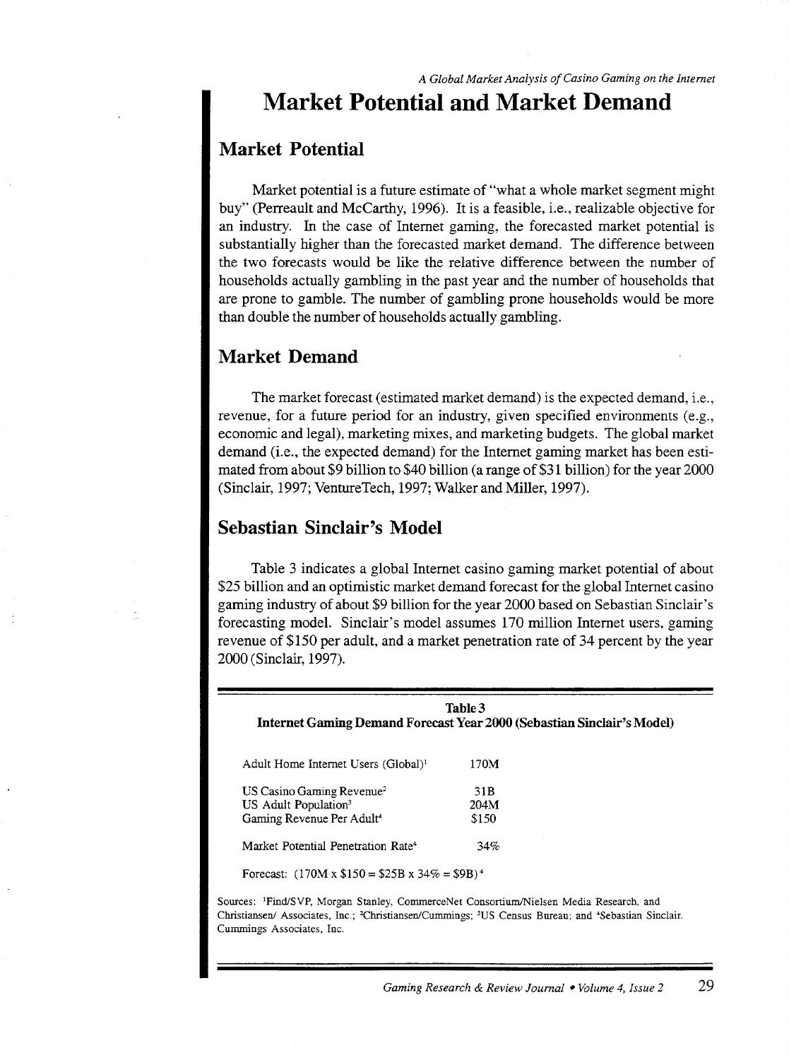# Market Potential and Market Demand

## Market Potential

Market potential is a future estimate of "what a whole market segment might buy" (Perreault and McCarthy, 1996). It is a feasible, i.e., realizable objective for an industry. In the case of Internet gaming, the forecasted market potential is substantially higher than the forecasted market demand. The difference between the two forecasts would be like the relative difference between the number of households actually gambling in the past year and the number of households that are prone to gamble. The number of gambling prone households would be more than double the number of households actually gambling.

## Market Demand

The market forecast (estimated market demand) is the expected demand, i.e., revenue, for a future period for an industry, given specified environments (e.g., economic and legal), marketing mixes, and marketing budgets. The global market demand (i.e., the expected demand) for the Internet gaming market has been estimated from about $9 billion to $40 billion (a range of $31 billion) for the year 2000 (Sinclair, 1997; VentureTech, 1997; Walker and Miller, 1997).

## Sebastian Sinclair's Model

Table 3 indicates a global Internet casino gaming market potential of about $25 billion and an optimistic market demand forecast for the global Internet casino gaming industry of about $9 billion for the year 2000 based on Sebastian Sinclair's forecasting model. Sinclair's model assumes 170 million Internet users, gaming revenue of $150 per adult, and a market penetration rate of 34 percent by the year 2000 (Sinclair, 1997).

**Table 3**
**Internet Gaming Demand Forecast Year 2000 (Sebastian Sinclair's Model)**

| | |
|---|---|
| Adult Home Internet Users (Global)[1] | 170M |
| US Casino Gaming Revenue[2] | 31B |
| US Adult Population[3] | 204M |
| Gaming Revenue Per Adult[4] | $150 |
| Market Potential Penetration Rate[4] | 34% |

Forecast: (170M x $150 = $25B x 34% = $9B)[4]

Sources: [1]Find/SVP, Morgan Stanley, CommerceNet Consortium/Nielsen Media Research, and Christiansen/ Associates, Inc.; [2]Christiansen/Cummings; [3]US Census Bureau; and [4]Sebastian Sinclair. Cummings Associates, Inc.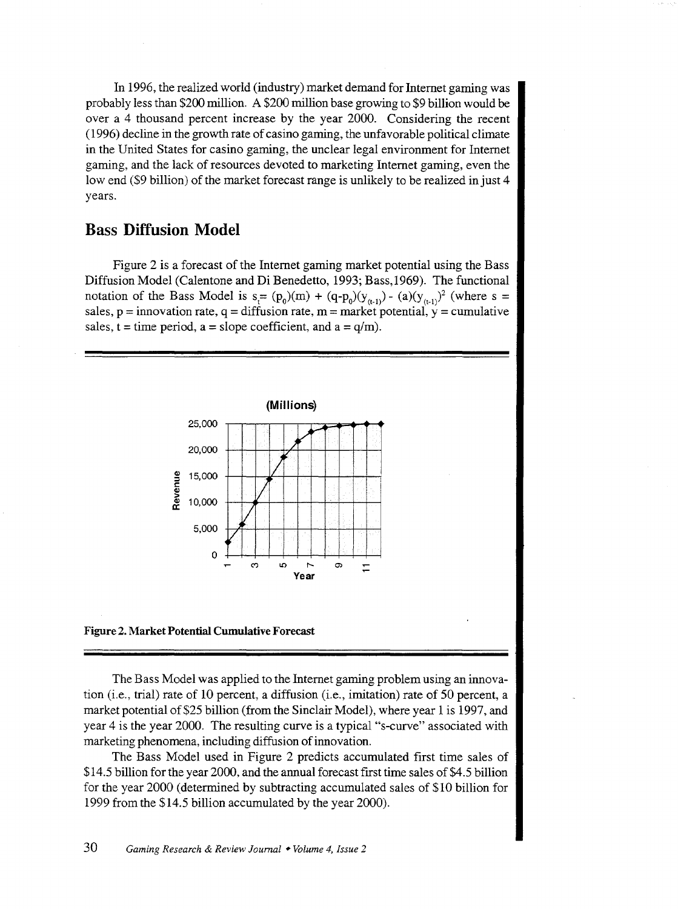In 1996, the realized world (industry) market demand for Internet gaming was probably less than $200 million. A $200 million base growing to $9 billion would be over a 4 thousand percent increase by the year 2000. Considering the recent (1996) decline in the growth rate of casino gaming, the unfavorable political climate in the United States for casino gaming, the unclear legal environment for Internet gaming, and the lack of resources devoted to marketing Internet gaming, even the low end ($9 billion) of the market forecast range is unlikely to be realized in just 4 years.

## Bass Diffusion Model

Figure 2 is a forecast of the Internet gaming market potential using the Bass Diffusion Model (Calentone and Di Benedetto, 1993; Bass,1969). The functional notation of the Bass Model is $s_t = (p_0)(m) + (q-p_0)(y_{(t-1)}) - (a)(y_{(t-1)})^2$ (where s = sales, p = innovation rate, q = diffusion rate, m = market potential, y = cumulative sales, t = time period, a = slope coefficient, and a = q/m).

(Millions)

Revenue

25,000
20,000
15,000
10,000
5,000
0

1
3
5
7
9
11

Year

**Figure 2. Market Potential Cumulative Forecast**

The Bass Model was applied to the Internet gaming problem using an innovation (i.e., trial) rate of 10 percent, a diffusion (i.e., imitation) rate of 50 percent, a market potential of $25 billion (from the Sinclair Model), where year 1 is 1997, and year 4 is the year 2000. The resulting curve is a typical "s-curve" associated with marketing phenomena, including diffusion of innovation.

The Bass Model used in Figure 2 predicts accumulated first time sales of $14.5 billion for the year 2000, and the annual forecast first time sales of $4.5 billion for the year 2000 (determined by subtracting accumulated sales of $10 billion for 1999 from the $14.5 billion accumulated by the year 2000).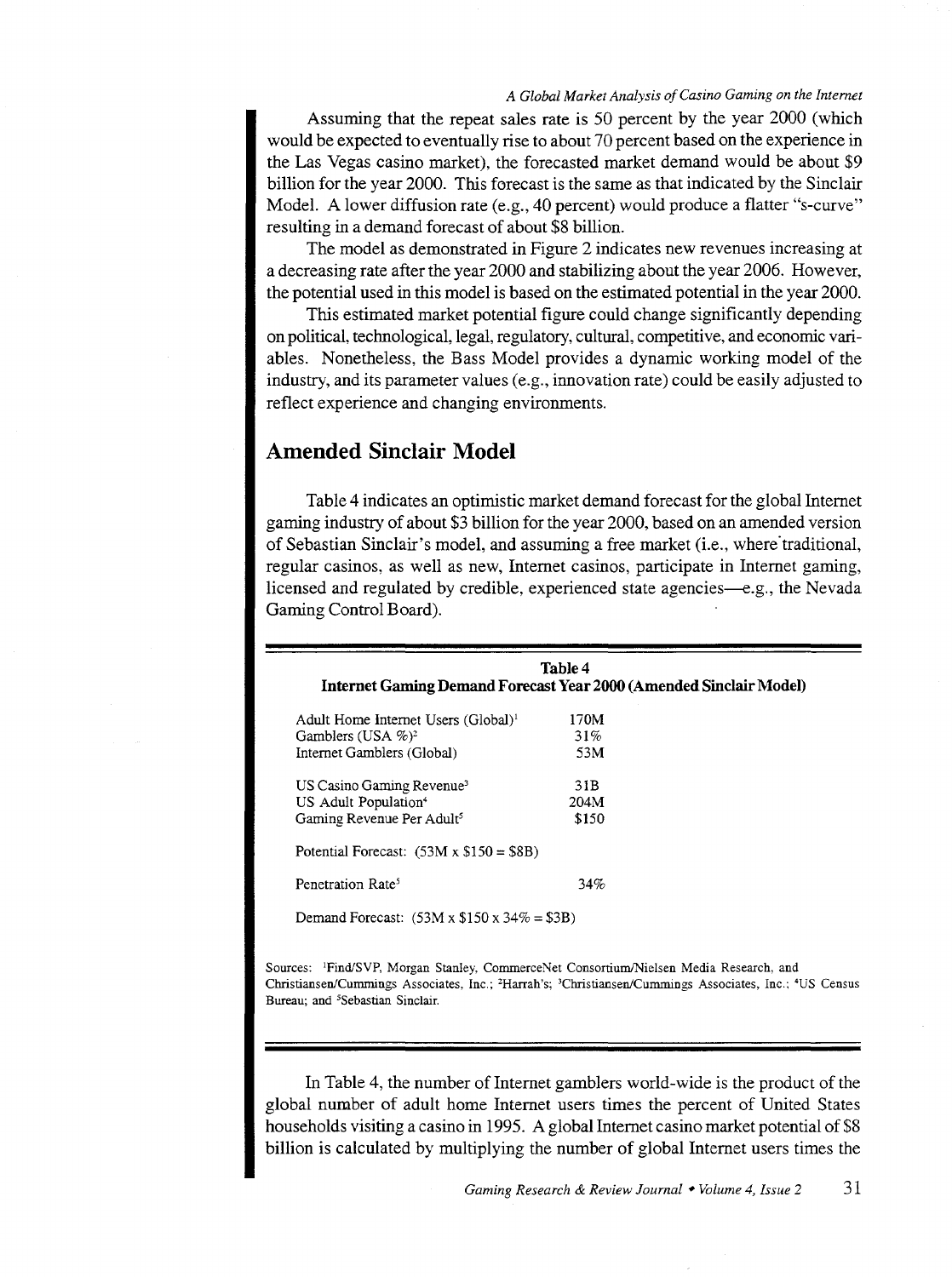Assuming that the repeat sales rate is 50 percent by the year 2000 (which would be expected to eventually rise to about 70 percent based on the experience in the Las Vegas casino market), the forecasted market demand would be about $9 billion for the year 2000. This forecast is the same as that indicated by the Sinclair Model. A lower diffusion rate (e.g., 40 percent) would produce a flatter "s-curve" resulting in a demand forecast of about $8 billion.

The model as demonstrated in Figure 2 indicates new revenues increasing at a decreasing rate after the year 2000 and stabilizing about the year 2006. However, the potential used in this model is based on the estimated potential in the year 2000.

This estimated market potential figure could change significantly depending on political, technological, legal, regulatory, cultural, competitive, and economic variables. Nonetheless, the Bass Model provides a dynamic working model of the industry, and its parameter values (e.g., innovation rate) could be easily adjusted to reflect experience and changing environments.

## Amended Sinclair Model

Table 4 indicates an optimistic market demand forecast for the global Internet gaming industry of about $3 billion for the year 2000, based on an amended version of Sebastian Sinclair's model, and assuming a free market (i.e., where traditional, regular casinos, as well as new, Internet casinos, participate in Internet gaming, licensed and regulated by credible, experienced state agencies—e.g., the Nevada Gaming Control Board).

**Table 4**
**Internet Gaming Demand Forecast Year 2000 (Amended Sinclair Model)**

| | |
|---|---|
| Adult Home Internet Users (Global)[1] | 170M |
| Gamblers (USA %)[2] | 31% |
| Internet Gamblers (Global) | 53M |
| US Casino Gaming Revenue[3] | 31B |
| US Adult Population[4] | 204M |
| Gaming Revenue Per Adult[5] | $150 |
| Potential Forecast: (53M x $150 = $8B) | |
| Penetration Rate[5] | 34% |
| Demand Forecast: (53M x $150 x 34% = $3B) | |

Sources: [1]Find/SVP, Morgan Stanley, CommerceNet Consortium/Nielsen Media Research, and Christiansen/Cummings Associates, Inc.; [2]Harrah's; [3]Christiansen/Cummings Associates, Inc.; [4]US Census Bureau; and [5]Sebastian Sinclair.

In Table 4, the number of Internet gamblers world-wide is the product of the global number of adult home Internet users times the percent of United States households visiting a casino in 1995. A global Internet casino market potential of $8 billion is calculated by multiplying the number of global Internet users times the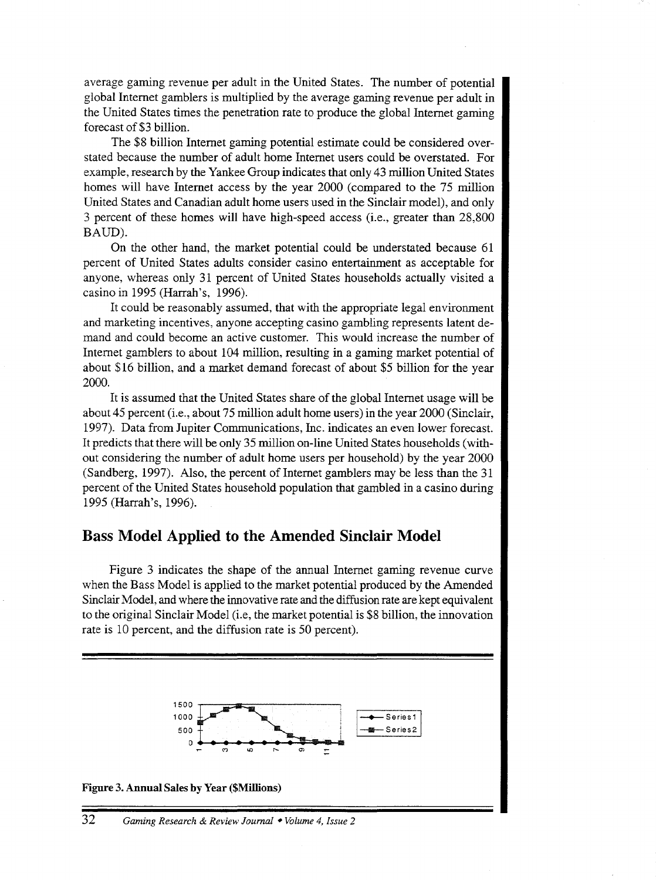average gaming revenue per adult in the United States. The number of potential global Internet gamblers is multiplied by the average gaming revenue per adult in the United States times the penetration rate to produce the global Internet gaming forecast of $3 billion.

The $8 billion Internet gaming potential estimate could be considered overstated because the number of adult home Internet users could be overstated. For example, research by the Yankee Group indicates that only 43 million United States homes will have Internet access by the year 2000 (compared to the 75 million United States and Canadian adult home users used in the Sinclair model), and only 3 percent of these homes will have high-speed access (i.e., greater than 28,800 BAUD).

On the other hand, the market potential could be understated because 61 percent of United States adults consider casino entertainment as acceptable for anyone, whereas only 31 percent of United States households actually visited a casino in 1995 (Harrah's, 1996).

It could be reasonably assumed, that with the appropriate legal environment and marketing incentives, anyone accepting casino gambling represents latent demand and could become an active customer. This would increase the number of Internet gamblers to about 104 million, resulting in a gaming market potential of about $16 billion, and a market demand forecast of about $5 billion for the year 2000.

It is assumed that the United States share of the global Internet usage will be about 45 percent (i.e., about 75 million adult home users) in the year 2000 (Sinclair, 1997). Data from Jupiter Communications, Inc. indicates an even lower forecast. It predicts that there will be only 35 million on-line United States households (without considering the number of adult home users per household) by the year 2000 (Sandberg, 1997). Also, the percent of Internet gamblers may be less than the 31 percent of the United States household population that gambled in a casino during 1995 (Harrah's, 1996).

## Bass Model Applied to the Amended Sinclair Model

Figure 3 indicates the shape of the annual Internet gaming revenue curve when the Bass Model is applied to the market potential produced by the Amended Sinclair Model, and where the innovative rate and the diffusion rate are kept equivalent to the original Sinclair Model (i.e, the market potential is $8 billion, the innovation rate is 10 percent, and the diffusion rate is 50 percent).

1500
1000
500
0
1 3 5 7 9 11

Series1
Series2

**Figure 3. Annual Sales by Year ($Millions)**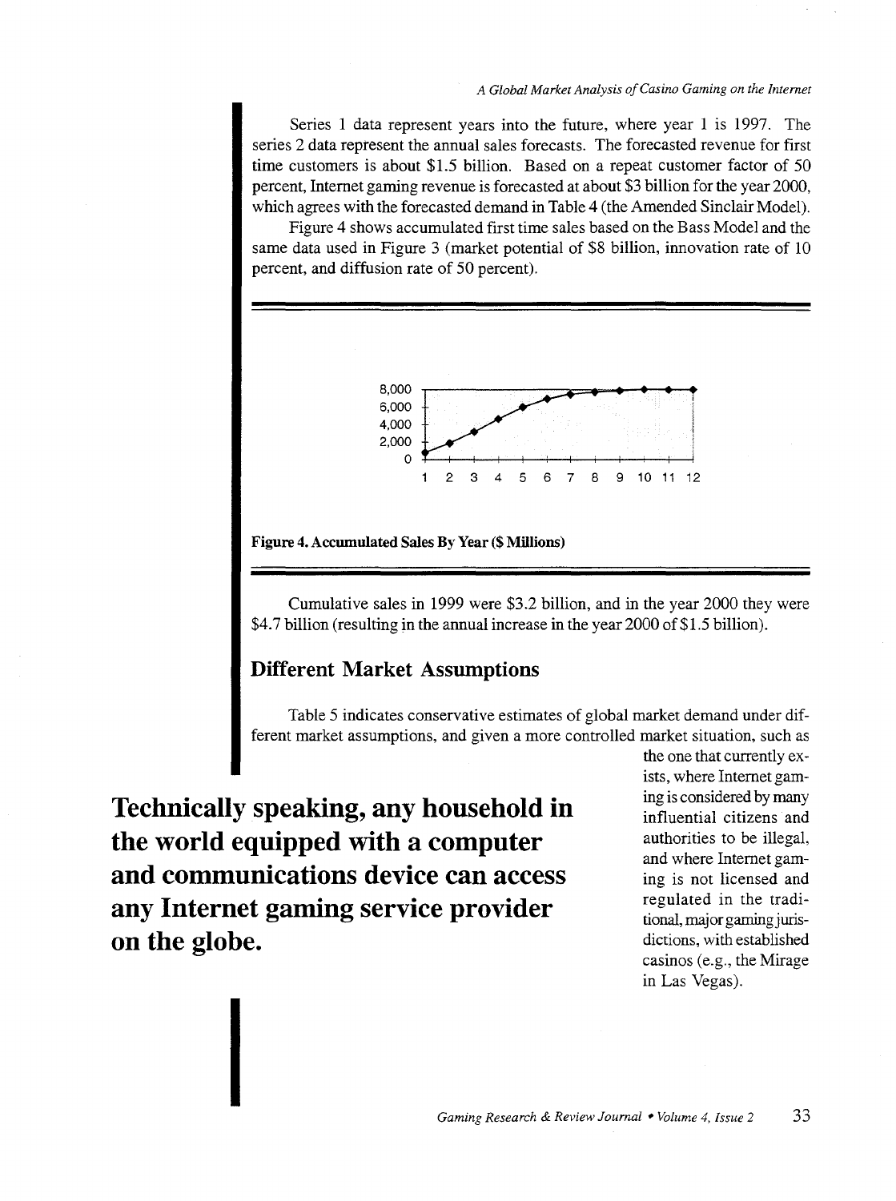Series 1 data represent years into the future, where year 1 is 1997. The series 2 data represent the annual sales forecasts. The forecasted revenue for first time customers is about $1.5 billion. Based on a repeat customer factor of 50 percent, Internet gaming revenue is forecasted at about $3 billion for the year 2000, which agrees with the forecasted demand in Table 4 (the Amended Sinclair Model).

Figure 4 shows accumulated first time sales based on the Bass Model and the same data used in Figure 3 (market potential of $8 billion, innovation rate of 10 percent, and diffusion rate of 50 percent).

8,000
6,000
4,000
2,000
0

1 2 3 4 5 6 7 8 9 10 11 12

**Figure 4. Accumulated Sales By Year ($ Millions)**

Cumulative sales in 1999 were $3.2 billion, and in the year 2000 they were $4.7 billion (resulting in the annual increase in the year 2000 of $1.5 billion).

## Different Market Assumptions

Table 5 indicates conservative estimates of global market demand under different market assumptions, and given a more controlled market situation, such as the one that currently exists, where Internet gaming is considered by many influential citizens and authorities to be illegal, and where Internet gaming is not licensed and regulated in the traditional, major gaming jurisdictions, with established casinos (e.g., the Mirage in Las Vegas).

**Technically speaking, any household in the world equipped with a computer and communications device can access any Internet gaming service provider on the globe.**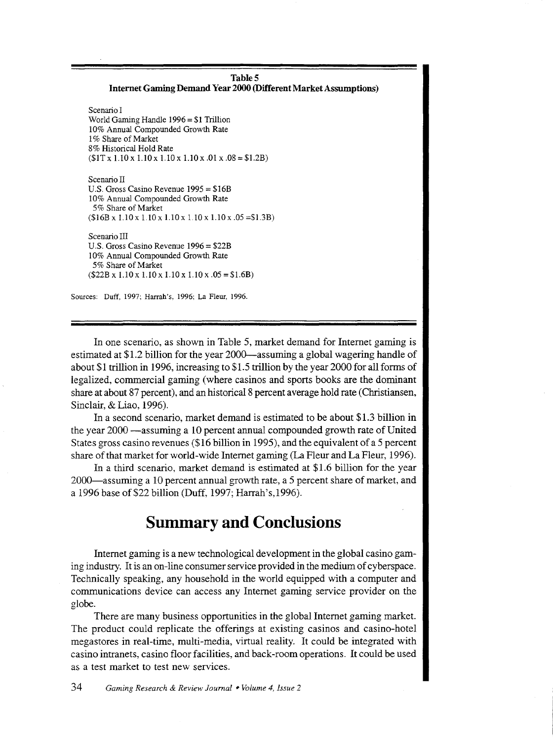**Table 5**
**Internet Gaming Demand Year 2000 (Different Market Assumptions)**

Scenario I
World Gaming Handle 1996 = $1 Trillion
10% Annual Compounded Growth Rate
1% Share of Market
8% Historical Hold Rate
($1T x 1.10 x 1.10 x 1.10 x 1.10 x .01 x .08 = $1.2B)

Scenario II
U.S. Gross Casino Revenue 1995 = $16B
10% Annual Compounded Growth Rate
5% Share of Market
($16B x 1.10 x 1.10 x 1.10 x 1.10 x 1.10 x .05 =$1.3B)

Scenario III
U.S. Gross Casino Revenue 1996 = $22B
10% Annual Compounded Growth Rate
5% Share of Market
($22B x 1.10 x 1.10 x 1.10 x 1.10 x .05 = $1.6B)

Sources: Duff, 1997; Harrah's, 1996; La Fleur, 1996.

In one scenario, as shown in Table 5, market demand for Internet gaming is estimated at $1.2 billion for the year 2000—assuming a global wagering handle of about $1 trillion in 1996, increasing to $1.5 trillion by the year 2000 for all forms of legalized, commercial gaming (where casinos and sports books are the dominant share at about 87 percent), and an historical 8 percent average hold rate (Christiansen, Sinclair, & Liao, 1996).

In a second scenario, market demand is estimated to be about $1.3 billion in the year 2000 —assuming a 10 percent annual compounded growth rate of United States gross casino revenues ($16 billion in 1995), and the equivalent of a 5 percent share of that market for world-wide Internet gaming (La Fleur and La Fleur, 1996).

In a third scenario, market demand is estimated at $1.6 billion for the year 2000—assuming a 10 percent annual growth rate, a 5 percent share of market, and a 1996 base of $22 billion (Duff, 1997; Harrah's,1996).

## Summary and Conclusions

Internet gaming is a new technological development in the global casino gaming industry. It is an on-line consumer service provided in the medium of cyberspace. Technically speaking, any household in the world equipped with a computer and communications device can access any Internet gaming service provider on the globe.

There are many business opportunities in the global Internet gaming market. The product could replicate the offerings at existing casinos and casino-hotel megastores in real-time, multi-media, virtual reality. It could be integrated with casino intranets, casino floor facilities, and back-room operations. It could be used as a test market to test new services.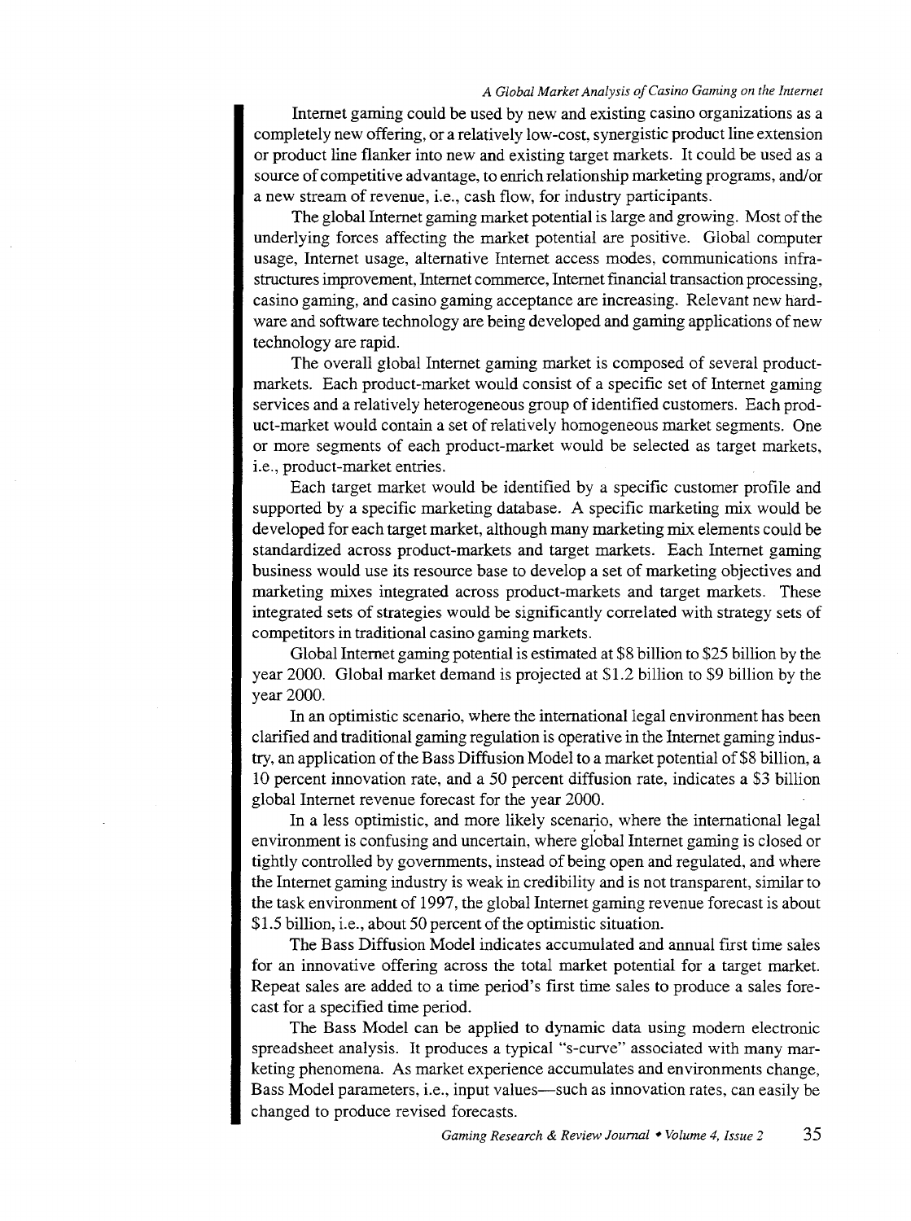Internet gaming could be used by new and existing casino organizations as a completely new offering, or a relatively low-cost, synergistic product line extension or product line flanker into new and existing target markets. It could be used as a source of competitive advantage, to enrich relationship marketing programs, and/or a new stream of revenue, i.e., cash flow, for industry participants.

The global Internet gaming market potential is large and growing. Most of the underlying forces affecting the market potential are positive. Global computer usage, Internet usage, alternative Internet access modes, communications infrastructures improvement, Internet commerce, Internet financial transaction processing, casino gaming, and casino gaming acceptance are increasing. Relevant new hardware and software technology are being developed and gaming applications of new technology are rapid.

The overall global Internet gaming market is composed of several product-markets. Each product-market would consist of a specific set of Internet gaming services and a relatively heterogeneous group of identified customers. Each product-market would contain a set of relatively homogeneous market segments. One or more segments of each product-market would be selected as target markets, i.e., product-market entries.

Each target market would be identified by a specific customer profile and supported by a specific marketing database. A specific marketing mix would be developed for each target market, although many marketing mix elements could be standardized across product-markets and target markets. Each Internet gaming business would use its resource base to develop a set of marketing objectives and marketing mixes integrated across product-markets and target markets. These integrated sets of strategies would be significantly correlated with strategy sets of competitors in traditional casino gaming markets.

Global Internet gaming potential is estimated at $8 billion to $25 billion by the year 2000. Global market demand is projected at $1.2 billion to $9 billion by the year 2000.

In an optimistic scenario, where the international legal environment has been clarified and traditional gaming regulation is operative in the Internet gaming industry, an application of the Bass Diffusion Model to a market potential of $8 billion, a 10 percent innovation rate, and a 50 percent diffusion rate, indicates a $3 billion global Internet revenue forecast for the year 2000.

In a less optimistic, and more likely scenario, where the international legal environment is confusing and uncertain, where global Internet gaming is closed or tightly controlled by governments, instead of being open and regulated, and where the Internet gaming industry is weak in credibility and is not transparent, similar to the task environment of 1997, the global Internet gaming revenue forecast is about $1.5 billion, i.e., about 50 percent of the optimistic situation.

The Bass Diffusion Model indicates accumulated and annual first time sales for an innovative offering across the total market potential for a target market. Repeat sales are added to a time period's first time sales to produce a sales forecast for a specified time period.

The Bass Model can be applied to dynamic data using modern electronic spreadsheet analysis. It produces a typical "s-curve" associated with many marketing phenomena. As market experience accumulates and environments change, Bass Model parameters, i.e., input values—such as innovation rates, can easily be changed to produce revised forecasts.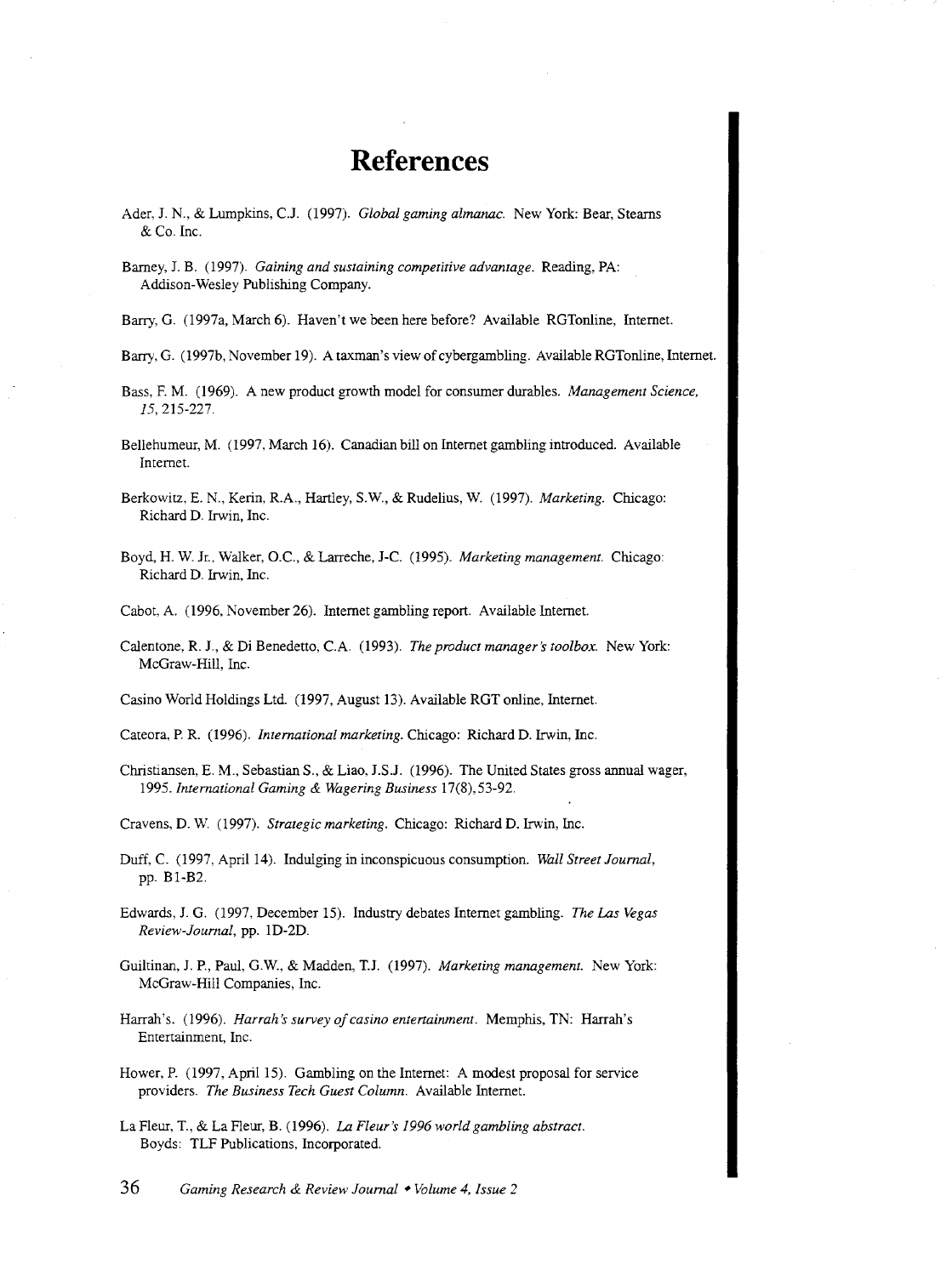# References

Ader, J. N., & Lumpkins, C.J. (1997). *Global gaming almanac.* New York: Bear, Stearns & Co. Inc.

Barney, J. B. (1997). *Gaining and sustaining competitive advantage.* Reading, PA: Addison-Wesley Publishing Company.

Barry, G. (1997a, March 6). Haven't we been here before? Available RGTonline, Internet.

Barry, G. (1997b, November 19). A taxman's view of cybergambling. Available RGTonline, Internet.

Bass, F. M. (1969). A new product growth model for consumer durables. *Management Science, 15,* 215-227.

Bellehumeur, M. (1997, March 16). Canadian bill on Internet gambling introduced. Available Internet.

Berkowitz, E. N., Kerin, R.A., Hartley, S.W., & Rudelius, W. (1997). *Marketing.* Chicago: Richard D. Irwin, Inc.

Boyd, H. W. Jr., Walker, O.C., & Larreche, J-C. (1995). *Marketing management.* Chicago: Richard D. Irwin, Inc.

Cabot, A. (1996, November 26). Internet gambling report. Available Internet.

Calentone, R. J., & Di Benedetto, C.A. (1993). *The product manager's toolbox.* New York: McGraw-Hill, Inc.

Casino World Holdings Ltd. (1997, August 13). Available RGT online, Internet.

Cateora, P. R. (1996). *International marketing.* Chicago: Richard D. Irwin, Inc.

Christiansen, E. M., Sebastian S., & Liao, J.S.J. (1996). The United States gross annual wager, 1995. *International Gaming & Wagering Business* 17(8),53-92.

Cravens, D. W. (1997). *Strategic marketing.* Chicago: Richard D. Irwin, Inc.

Duff, C. (1997, April 14). Indulging in inconspicuous consumption. *Wall Street Journal,* pp. B1-B2.

Edwards, J. G. (1997, December 15). Industry debates Internet gambling. *The Las Vegas Review-Journal,* pp. 1D-2D.

Guiltinan, J. P., Paul, G.W., & Madden, T.J. (1997). *Marketing management.* New York: McGraw-Hill Companies, Inc.

Harrah's. (1996). *Harrah's survey of casino entertainment.* Memphis, TN: Harrah's Entertainment, Inc.

Hower, P. (1997, April 15). Gambling on the Internet: A modest proposal for service providers. *The Business Tech Guest Column.* Available Internet.

La Fleur, T., & La Fleur, B. (1996). *La Fleur's 1996 world gambling abstract.* Boyds: TLF Publications, Incorporated.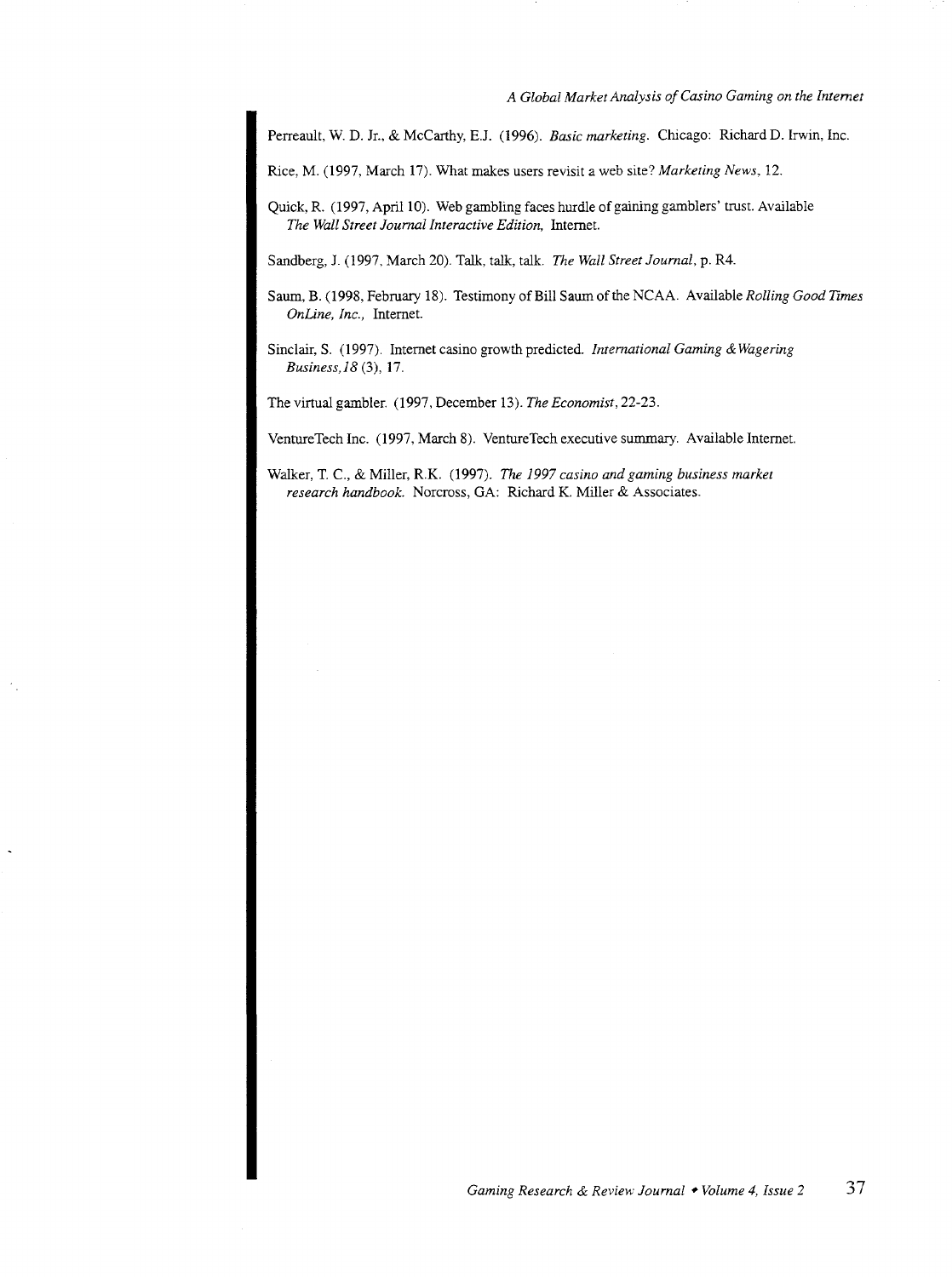Perreault, W. D. Jr., & McCarthy, E.J. (1996). *Basic marketing*. Chicago: Richard D. Irwin, Inc.

Rice, M. (1997, March 17). What makes users revisit a web site? *Marketing News*, 12.

Quick, R. (1997, April 10). Web gambling faces hurdle of gaining gamblers' trust. Available *The Wall Street Journal Interactive Edition,* Internet.

Sandberg, J. (1997, March 20). Talk, talk, talk. *The Wall Street Journal*, p. R4.

Saum, B. (1998, February 18). Testimony of Bill Saum of the NCAA. Available *Rolling Good Times OnLine, Inc.,* Internet.

Sinclair, S. (1997). Internet casino growth predicted. *International Gaming & Wagering Business, 18* (3), 17.

The virtual gambler. (1997, December 13). *The Economist*, 22-23.

VentureTech Inc. (1997, March 8). VentureTech executive summary. Available Internet.

Walker, T. C., & Miller, R.K. (1997). *The 1997 casino and gaming business market research handbook.* Norcross, GA: Richard K. Miller & Associates.